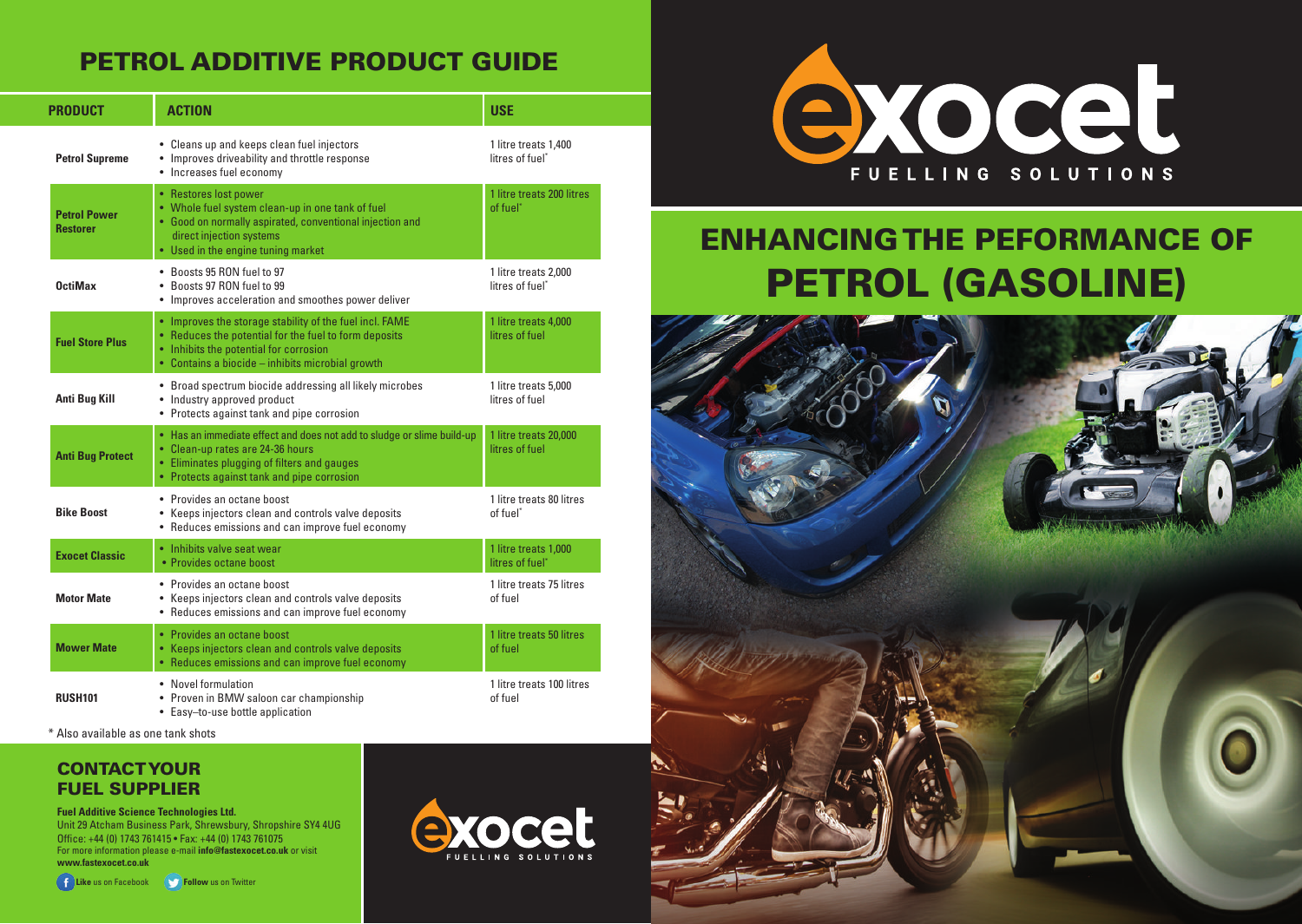## PETROL ADDITIVE PRODUCT GUIDE

| PRODUCT | ACTION | USE |
|---|---|---|
| **Petrol Supreme** | • Cleans up and keeps clean fuel injectors<br>• Improves driveability and throttle response<br>• Increases fuel economy | 1 litre treats 1,400 litres of fuel* |
| **Petrol Power Restorer** | • Restores lost power<br>• Whole fuel system clean-up in one tank of fuel<br>• Good on normally aspirated, conventional injection and direct injection systems<br>• Used in the engine tuning market | 1 litre treats 200 litres of fuel* |
| **OctiMax** | • Boosts 95 RON fuel to 97<br>• Boosts 97 RON fuel to 99<br>• Improves acceleration and smoothes power deliver | 1 litre treats 2,000 litres of fuel* |
| **Fuel Store Plus** | • Improves the storage stability of the fuel incl. FAME<br>• Reduces the potential for the fuel to form deposits<br>• Inhibits the potential for corrosion<br>• Contains a biocide – inhibits microbial growth | 1 litre treats 4,000 litres of fuel |
| **Anti Bug Kill** | • Broad spectrum biocide addressing all likely microbes<br>• Industry approved product<br>• Protects against tank and pipe corrosion | 1 litre treats 5,000 litres of fuel |
| **Anti Bug Protect** | • Has an immediate effect and does not add to sludge or slime build-up<br>• Clean-up rates are 24-36 hours<br>• Eliminates plugging of filters and gauges<br>• Protects against tank and pipe corrosion | 1 litre treats 20,000 litres of fuel |
| **Bike Boost** | • Provides an octane boost<br>• Keeps injectors clean and controls valve deposits<br>• Reduces emissions and can improve fuel economy | 1 litre treats 80 litres of fuel* |
| **Exocet Classic** | • Inhibits valve seat wear<br>• Provides octane boost | 1 litre treats 1,000 litres of fuel* |
| **Motor Mate** | • Provides an octane boost<br>• Keeps injectors clean and controls valve deposits<br>• Reduces emissions and can improve fuel economy | 1 litre treats 75 litres of fuel |
| **Mower Mate** | • Provides an octane boost<br>• Keeps injectors clean and controls valve deposits<br>• Reduces emissions and can improve fuel economy | 1 litre treats 50 litres of fuel |
| **RUSH101** | • Novel formulation<br>• Proven in BMW saloon car championship<br>• Easy–to-use bottle application | 1 litre treats 100 litres of fuel |

\* Also available as one tank shots

## CONTACT YOUR FUEL SUPPLIER

**Fuel Additive Science Technologies Ltd.**
Unit 29 Atcham Business Park, Shrewsbury, Shropshire SY4 4UG
Office: +44 (0) 1743 761415 • Fax: +44 (0) 1743 761075
For more information please e-mail **info@fastexocet.co.uk** or visit **www.fastexocet.co.uk**

**Like** us on Facebook **Follow** us on Twitter

exocet FUELLING SOLUTIONS

exocet FUELLING SOLUTIONS

# ENHANCING THE PEFORMANCE OF PETROL (GASOLINE)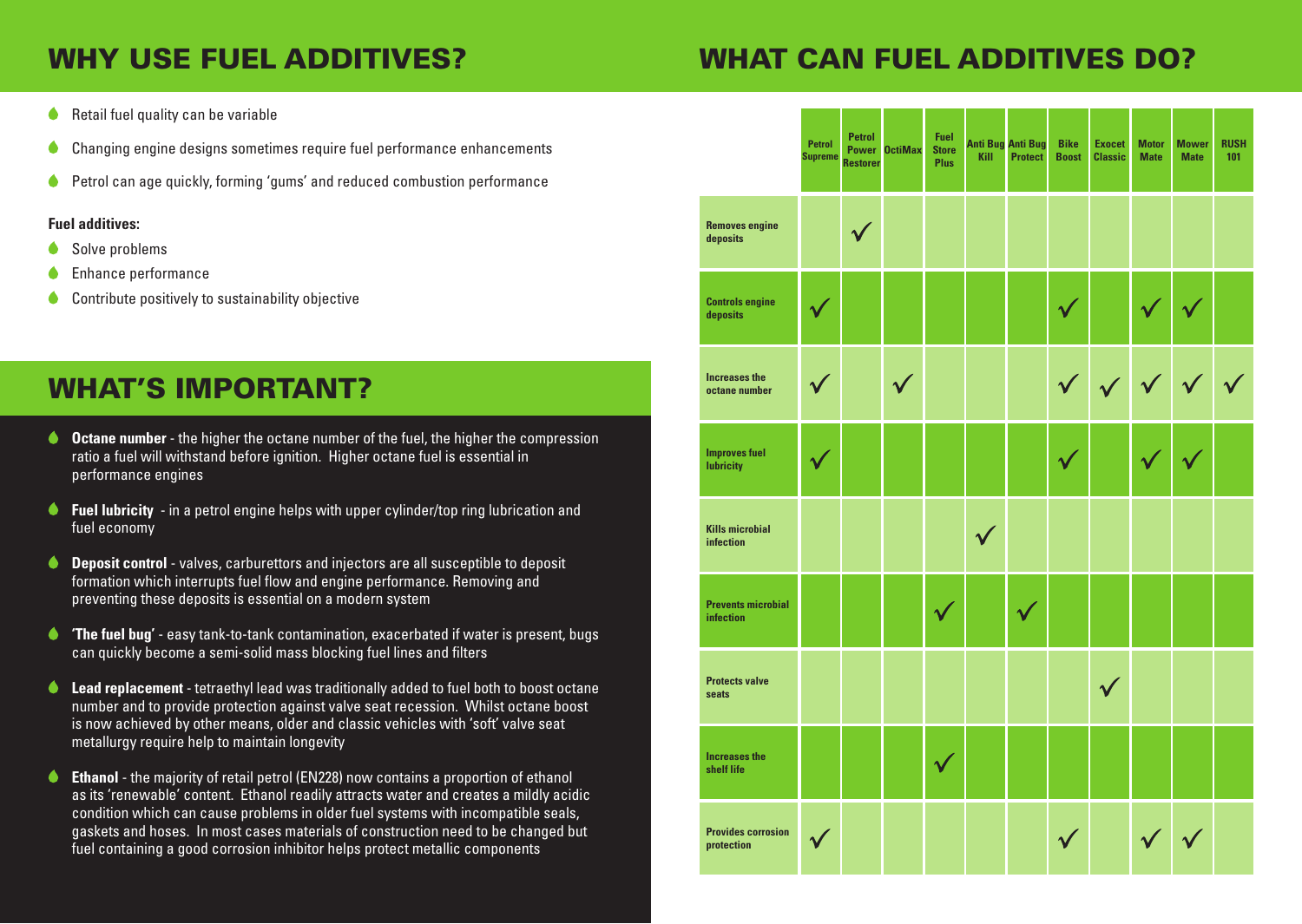## WHY USE FUEL ADDITIVES?

- Retail fuel quality can be variable
- Changing engine designs sometimes require fuel performance enhancements
- Petrol can age quickly, forming 'gums' and reduced combustion performance

**Fuel additives:**

- Solve problems
- Enhance performance
- Contribute positively to sustainability objective

## WHAT'S IMPORTANT?

- **Octane number** - the higher the octane number of the fuel, the higher the compression ratio a fuel will withstand before ignition. Higher octane fuel is essential in performance engines
- **Fuel lubricity** - in a petrol engine helps with upper cylinder/top ring lubrication and fuel economy
- **Deposit control** - valves, carburettors and injectors are all susceptible to deposit formation which interrupts fuel flow and engine performance. Removing and preventing these deposits is essential on a modern system
- **'The fuel bug'** - easy tank-to-tank contamination, exacerbated if water is present, bugs can quickly become a semi-solid mass blocking fuel lines and filters
- **Lead replacement** - tetraethyl lead was traditionally added to fuel both to boost octane number and to provide protection against valve seat recession. Whilst octane boost is now achieved by other means, older and classic vehicles with 'soft' valve seat metallurgy require help to maintain longevity
- **Ethanol** - the majority of retail petrol (EN228) now contains a proportion of ethanol as its 'renewable' content. Ethanol readily attracts water and creates a mildly acidic condition which can cause problems in older fuel systems with incompatible seals, gaskets and hoses. In most cases materials of construction need to be changed but fuel containing a good corrosion inhibitor helps protect metallic components

## WHAT CAN FUEL ADDITIVES DO?

| | Petrol Supreme | Petrol Power Restorer | OctiMax | Fuel Store Plus | Anti Bug Kill | Anti Bug Protect | Bike Boost | Exocet Classic | Motor Mate | Mower Mate | RUSH 101 |
|---|---|---|---|---|---|---|---|---|---|---|---|
| Removes engine deposits | | ✓ | | | | | | | | | |
| Controls engine deposits | ✓ | | | | | | ✓ | | ✓ | ✓ | |
| Increases the octane number | ✓ | | ✓ | | | | ✓ | ✓ | ✓ | ✓ | ✓ |
| Improves fuel lubricity | ✓ | | | | | | ✓ | | ✓ | ✓ | |
| Kills microbial infection | | | | | ✓ | | | | | | |
| Prevents microbial infection | | | | ✓ | | ✓ | | | | | |
| Protects valve seats | | | | | | | | ✓ | | | |
| Increases the shelf life | | | | ✓ | | | | | | | |
| Provides corrosion protection | ✓ | | | | | | ✓ | | ✓ | ✓ | |